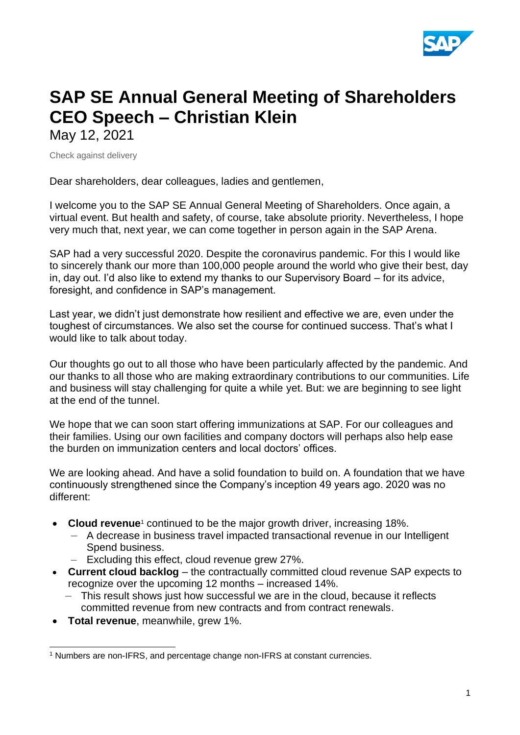# SAP SE Annual General Meeting of Shareholders CEO Speech – Christian Klein

May 12, 2021

Check against delivery

Dear shareholders, dear colleagues, ladies and gentlemen,

I welcome you to the SAP SE Annual General Meeting of Shareholders. Once again, a virtual event. But health and safety, of course, take absolute priority. Nevertheless, I hope very much that, next year, we can come together in person again in the SAP Arena.

SAP had a very successful 2020. Despite the coronavirus pandemic. For this I would like to sincerely thank our more than 100,000 people around the world who give their best, day in, day out. I'd also like to extend my thanks to our Supervisory Board – for its advice, foresight, and confidence in SAP's management.

Last year, we didn't just demonstrate how resilient and effective we are, even under the toughest of circumstances. We also set the course for continued success. That's what I would like to talk about today.

Our thoughts go out to all those who have been particularly affected by the pandemic. And our thanks to all those who are making extraordinary contributions to our communities. Life and business will stay challenging for quite a while yet. But: we are beginning to see light at the end of the tunnel.

We hope that we can soon start offering immunizations at SAP. For our colleagues and their families. Using our own facilities and company doctors will perhaps also help ease the burden on immunization centers and local doctors' offices.

We are looking ahead. And have a solid foundation to build on. A foundation that we have continuously strengthened since the Company's inception 49 years ago. 2020 was no different:

- **Cloud revenue**[1] continued to be the major growth driver, increasing 18%.
  - A decrease in business travel impacted transactional revenue in our Intelligent Spend business.
  - Excluding this effect, cloud revenue grew 27%.
- **Current cloud backlog** – the contractually committed cloud revenue SAP expects to recognize over the upcoming 12 months – increased 14%.
  - This result shows just how successful we are in the cloud, because it reflects committed revenue from new contracts and from contract renewals.
- **Total revenue**, meanwhile, grew 1%.

[1] Numbers are non-IFRS, and percentage change non-IFRS at constant currencies.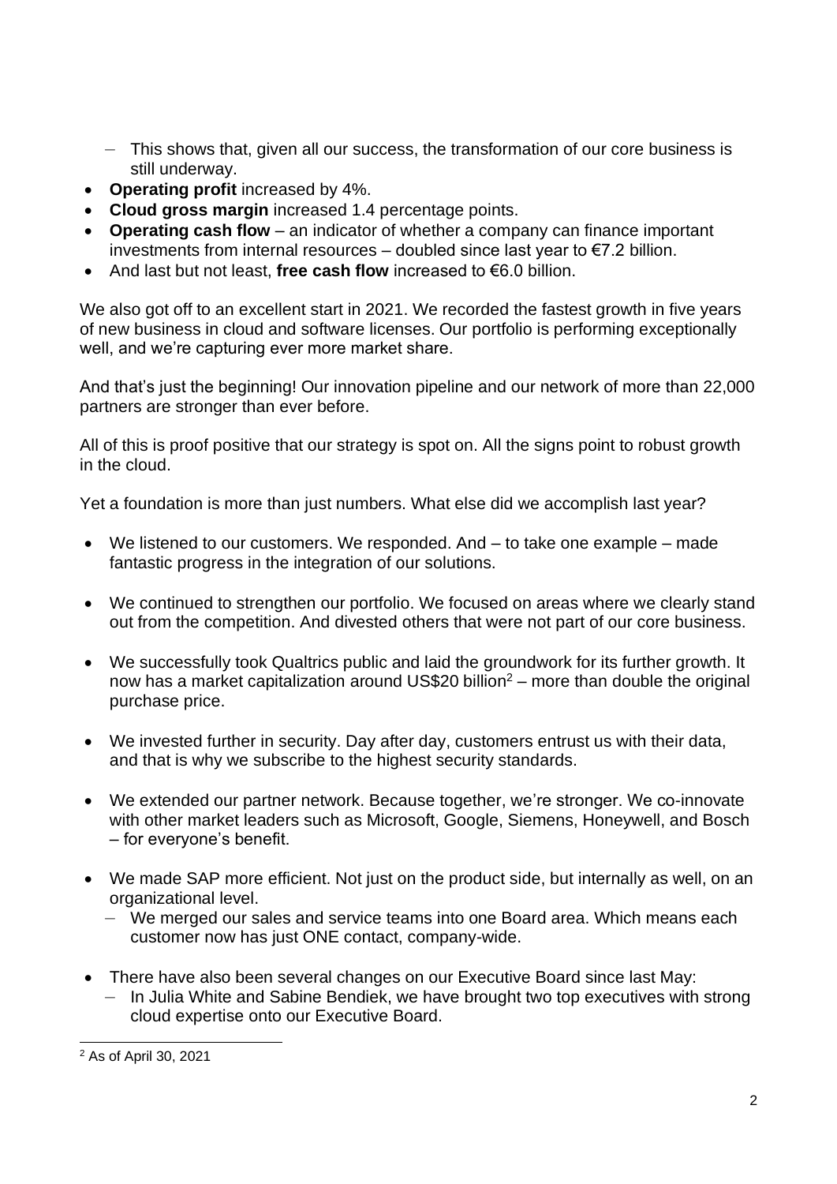- This shows that, given all our success, the transformation of our core business is still underway.
- **Operating profit** increased by 4%.
- **Cloud gross margin** increased 1.4 percentage points.
- **Operating cash flow** – an indicator of whether a company can finance important investments from internal resources – doubled since last year to €7.2 billion.
- And last but not least, **free cash flow** increased to €6.0 billion.

We also got off to an excellent start in 2021. We recorded the fastest growth in five years of new business in cloud and software licenses. Our portfolio is performing exceptionally well, and we're capturing ever more market share.

And that's just the beginning! Our innovation pipeline and our network of more than 22,000 partners are stronger than ever before.

All of this is proof positive that our strategy is spot on. All the signs point to robust growth in the cloud.

Yet a foundation is more than just numbers. What else did we accomplish last year?

- We listened to our customers. We responded. And – to take one example – made fantastic progress in the integration of our solutions.

- We continued to strengthen our portfolio. We focused on areas where we clearly stand out from the competition. And divested others that were not part of our core business.

- We successfully took Qualtrics public and laid the groundwork for its further growth. It now has a market capitalization around US$20 billion[2] – more than double the original purchase price.

- We invested further in security. Day after day, customers entrust us with their data, and that is why we subscribe to the highest security standards.

- We extended our partner network. Because together, we're stronger. We co-innovate with other market leaders such as Microsoft, Google, Siemens, Honeywell, and Bosch – for everyone's benefit.

- We made SAP more efficient. Not just on the product side, but internally as well, on an organizational level.
  - We merged our sales and service teams into one Board area. Which means each customer now has just ONE contact, company-wide.

- There have also been several changes on our Executive Board since last May:
  - In Julia White and Sabine Bendiek, we have brought two top executives with strong cloud expertise onto our Executive Board.

[2] As of April 30, 2021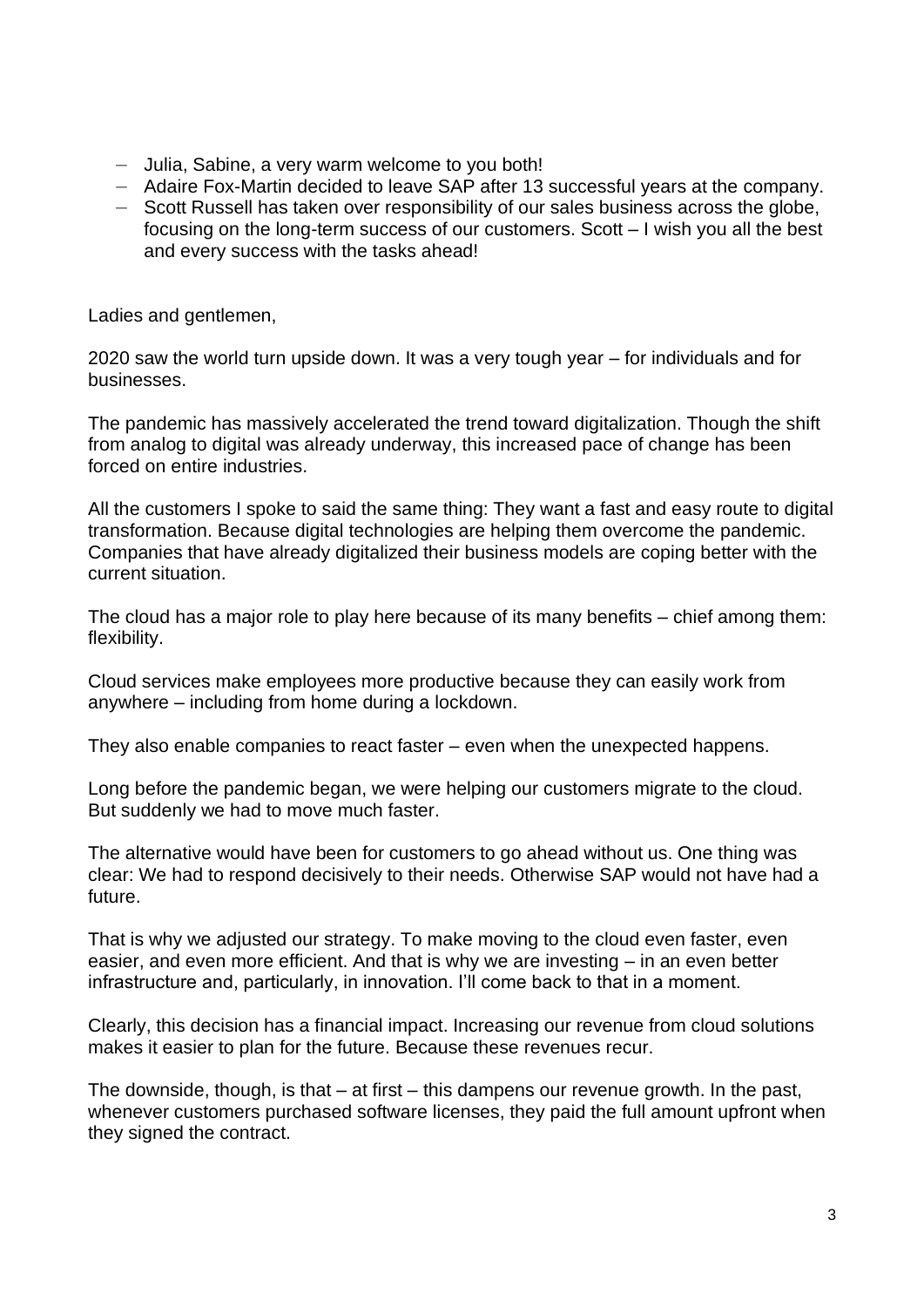- Julia, Sabine, a very warm welcome to you both!
- Adaire Fox-Martin decided to leave SAP after 13 successful years at the company.
- Scott Russell has taken over responsibility of our sales business across the globe, focusing on the long-term success of our customers. Scott – I wish you all the best and every success with the tasks ahead!

Ladies and gentlemen,

2020 saw the world turn upside down. It was a very tough year – for individuals and for businesses.

The pandemic has massively accelerated the trend toward digitalization. Though the shift from analog to digital was already underway, this increased pace of change has been forced on entire industries.

All the customers I spoke to said the same thing: They want a fast and easy route to digital transformation. Because digital technologies are helping them overcome the pandemic. Companies that have already digitalized their business models are coping better with the current situation.

The cloud has a major role to play here because of its many benefits – chief among them: flexibility.

Cloud services make employees more productive because they can easily work from anywhere – including from home during a lockdown.

They also enable companies to react faster – even when the unexpected happens.

Long before the pandemic began, we were helping our customers migrate to the cloud. But suddenly we had to move much faster.

The alternative would have been for customers to go ahead without us. One thing was clear: We had to respond decisively to their needs. Otherwise SAP would not have had a future.

That is why we adjusted our strategy. To make moving to the cloud even faster, even easier, and even more efficient. And that is why we are investing – in an even better infrastructure and, particularly, in innovation. I'll come back to that in a moment.

Clearly, this decision has a financial impact. Increasing our revenue from cloud solutions makes it easier to plan for the future. Because these revenues recur.

The downside, though, is that – at first – this dampens our revenue growth. In the past, whenever customers purchased software licenses, they paid the full amount upfront when they signed the contract.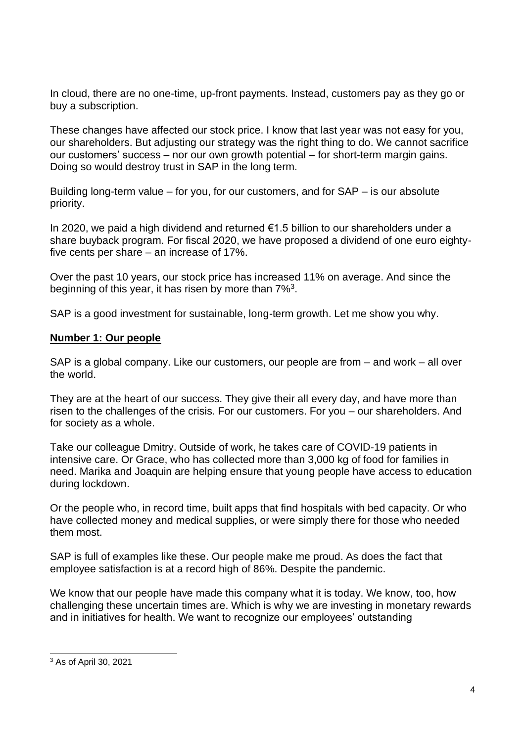In cloud, there are no one-time, up-front payments. Instead, customers pay as they go or buy a subscription.

These changes have affected our stock price. I know that last year was not easy for you, our shareholders. But adjusting our strategy was the right thing to do. We cannot sacrifice our customers' success – nor our own growth potential – for short-term margin gains. Doing so would destroy trust in SAP in the long term.

Building long-term value – for you, for our customers, and for SAP – is our absolute priority.

In 2020, we paid a high dividend and returned €1.5 billion to our shareholders under a share buyback program. For fiscal 2020, we have proposed a dividend of one euro eighty-five cents per share – an increase of 17%.

Over the past 10 years, our stock price has increased 11% on average. And since the beginning of this year, it has risen by more than 7%[3].

SAP is a good investment for sustainable, long-term growth. Let me show you why.

## Number 1: Our people

SAP is a global company. Like our customers, our people are from – and work – all over the world.

They are at the heart of our success. They give their all every day, and have more than risen to the challenges of the crisis. For our customers. For you – our shareholders. And for society as a whole.

Take our colleague Dmitry. Outside of work, he takes care of COVID-19 patients in intensive care. Or Grace, who has collected more than 3,000 kg of food for families in need. Marika and Joaquin are helping ensure that young people have access to education during lockdown.

Or the people who, in record time, built apps that find hospitals with bed capacity. Or who have collected money and medical supplies, or were simply there for those who needed them most.

SAP is full of examples like these. Our people make me proud. As does the fact that employee satisfaction is at a record high of 86%. Despite the pandemic.

We know that our people have made this company what it is today. We know, too, how challenging these uncertain times are. Which is why we are investing in monetary rewards and in initiatives for health. We want to recognize our employees' outstanding

[3] As of April 30, 2021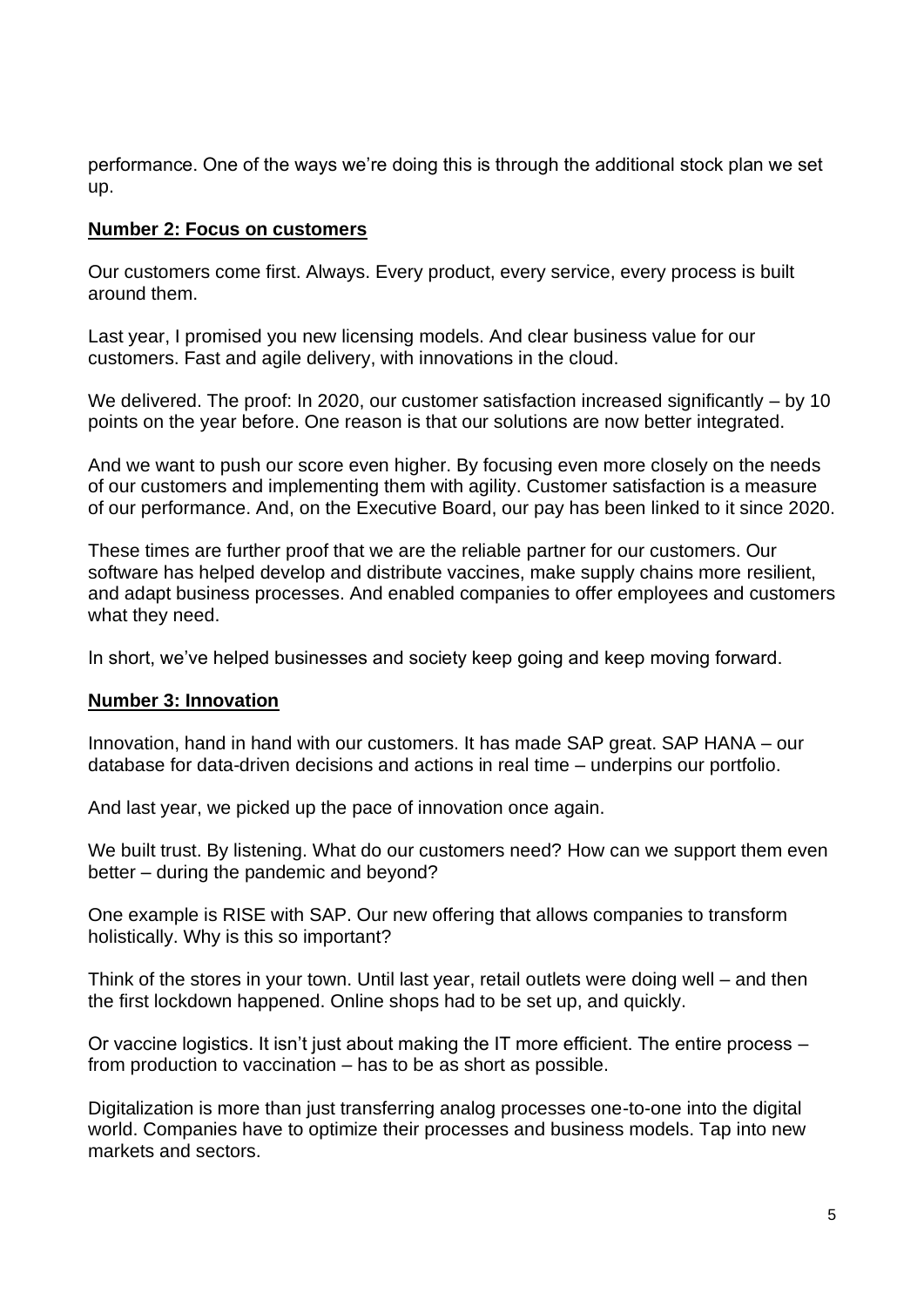performance. One of the ways we're doing this is through the additional stock plan we set up.

**Number 2: Focus on customers**

Our customers come first. Always. Every product, every service, every process is built around them.

Last year, I promised you new licensing models. And clear business value for our customers. Fast and agile delivery, with innovations in the cloud.

We delivered. The proof: In 2020, our customer satisfaction increased significantly – by 10 points on the year before. One reason is that our solutions are now better integrated.

And we want to push our score even higher. By focusing even more closely on the needs of our customers and implementing them with agility. Customer satisfaction is a measure of our performance. And, on the Executive Board, our pay has been linked to it since 2020.

These times are further proof that we are the reliable partner for our customers. Our software has helped develop and distribute vaccines, make supply chains more resilient, and adapt business processes. And enabled companies to offer employees and customers what they need.

In short, we've helped businesses and society keep going and keep moving forward.

**Number 3: Innovation**

Innovation, hand in hand with our customers. It has made SAP great. SAP HANA – our database for data-driven decisions and actions in real time – underpins our portfolio.

And last year, we picked up the pace of innovation once again.

We built trust. By listening. What do our customers need? How can we support them even better – during the pandemic and beyond?

One example is RISE with SAP. Our new offering that allows companies to transform holistically. Why is this so important?

Think of the stores in your town. Until last year, retail outlets were doing well – and then the first lockdown happened. Online shops had to be set up, and quickly.

Or vaccine logistics. It isn't just about making the IT more efficient. The entire process – from production to vaccination – has to be as short as possible.

Digitalization is more than just transferring analog processes one-to-one into the digital world. Companies have to optimize their processes and business models. Tap into new markets and sectors.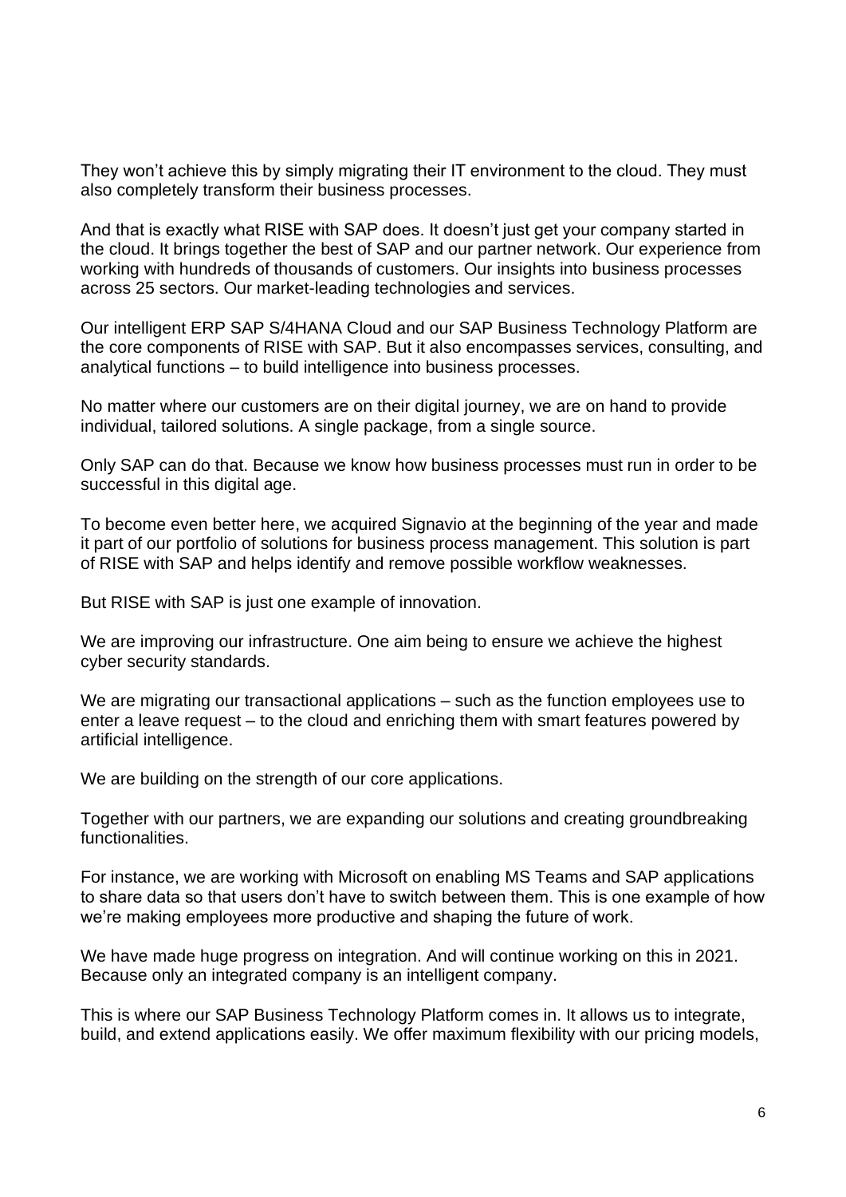They won't achieve this by simply migrating their IT environment to the cloud. They must also completely transform their business processes.

And that is exactly what RISE with SAP does. It doesn't just get your company started in the cloud. It brings together the best of SAP and our partner network. Our experience from working with hundreds of thousands of customers. Our insights into business processes across 25 sectors. Our market-leading technologies and services.

Our intelligent ERP SAP S/4HANA Cloud and our SAP Business Technology Platform are the core components of RISE with SAP. But it also encompasses services, consulting, and analytical functions – to build intelligence into business processes.

No matter where our customers are on their digital journey, we are on hand to provide individual, tailored solutions. A single package, from a single source.

Only SAP can do that. Because we know how business processes must run in order to be successful in this digital age.

To become even better here, we acquired Signavio at the beginning of the year and made it part of our portfolio of solutions for business process management. This solution is part of RISE with SAP and helps identify and remove possible workflow weaknesses.

But RISE with SAP is just one example of innovation.

We are improving our infrastructure. One aim being to ensure we achieve the highest cyber security standards.

We are migrating our transactional applications – such as the function employees use to enter a leave request – to the cloud and enriching them with smart features powered by artificial intelligence.

We are building on the strength of our core applications.

Together with our partners, we are expanding our solutions and creating groundbreaking functionalities.

For instance, we are working with Microsoft on enabling MS Teams and SAP applications to share data so that users don't have to switch between them. This is one example of how we're making employees more productive and shaping the future of work.

We have made huge progress on integration. And will continue working on this in 2021. Because only an integrated company is an intelligent company.

This is where our SAP Business Technology Platform comes in. It allows us to integrate, build, and extend applications easily. We offer maximum flexibility with our pricing models,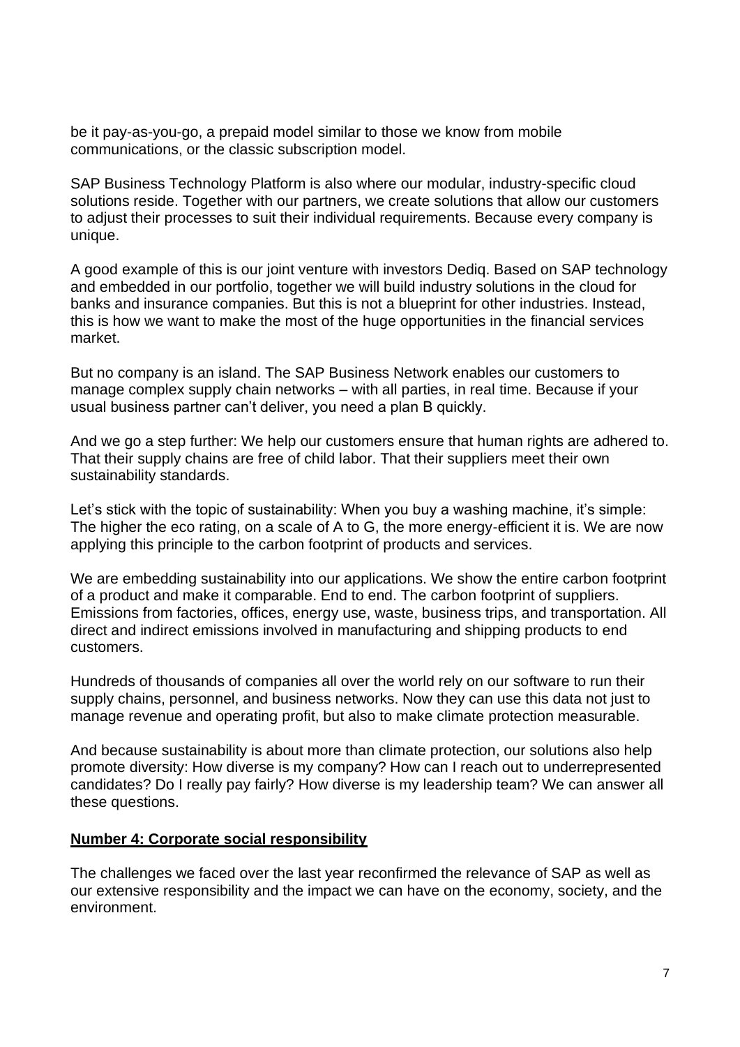be it pay-as-you-go, a prepaid model similar to those we know from mobile communications, or the classic subscription model.

SAP Business Technology Platform is also where our modular, industry-specific cloud solutions reside. Together with our partners, we create solutions that allow our customers to adjust their processes to suit their individual requirements. Because every company is unique.

A good example of this is our joint venture with investors Dediq. Based on SAP technology and embedded in our portfolio, together we will build industry solutions in the cloud for banks and insurance companies. But this is not a blueprint for other industries. Instead, this is how we want to make the most of the huge opportunities in the financial services market.

But no company is an island. The SAP Business Network enables our customers to manage complex supply chain networks – with all parties, in real time. Because if your usual business partner can't deliver, you need a plan B quickly.

And we go a step further: We help our customers ensure that human rights are adhered to. That their supply chains are free of child labor. That their suppliers meet their own sustainability standards.

Let's stick with the topic of sustainability: When you buy a washing machine, it's simple: The higher the eco rating, on a scale of A to G, the more energy-efficient it is. We are now applying this principle to the carbon footprint of products and services.

We are embedding sustainability into our applications. We show the entire carbon footprint of a product and make it comparable. End to end. The carbon footprint of suppliers. Emissions from factories, offices, energy use, waste, business trips, and transportation. All direct and indirect emissions involved in manufacturing and shipping products to end customers.

Hundreds of thousands of companies all over the world rely on our software to run their supply chains, personnel, and business networks. Now they can use this data not just to manage revenue and operating profit, but also to make climate protection measurable.

And because sustainability is about more than climate protection, our solutions also help promote diversity: How diverse is my company? How can I reach out to underrepresented candidates? Do I really pay fairly? How diverse is my leadership team? We can answer all these questions.

## Number 4: Corporate social responsibility

The challenges we faced over the last year reconfirmed the relevance of SAP as well as our extensive responsibility and the impact we can have on the economy, society, and the environment.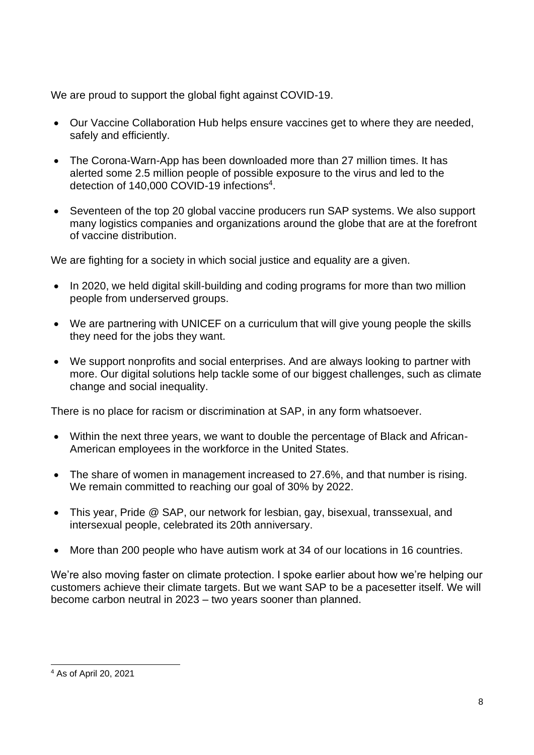We are proud to support the global fight against COVID-19.

- Our Vaccine Collaboration Hub helps ensure vaccines get to where they are needed, safely and efficiently.
- The Corona-Warn-App has been downloaded more than 27 million times. It has alerted some 2.5 million people of possible exposure to the virus and led to the detection of 140,000 COVID-19 infections[4].
- Seventeen of the top 20 global vaccine producers run SAP systems. We also support many logistics companies and organizations around the globe that are at the forefront of vaccine distribution.

We are fighting for a society in which social justice and equality are a given.

- In 2020, we held digital skill-building and coding programs for more than two million people from underserved groups.
- We are partnering with UNICEF on a curriculum that will give young people the skills they need for the jobs they want.
- We support nonprofits and social enterprises. And are always looking to partner with more. Our digital solutions help tackle some of our biggest challenges, such as climate change and social inequality.

There is no place for racism or discrimination at SAP, in any form whatsoever.

- Within the next three years, we want to double the percentage of Black and African-American employees in the workforce in the United States.
- The share of women in management increased to 27.6%, and that number is rising. We remain committed to reaching our goal of 30% by 2022.
- This year, Pride @ SAP, our network for lesbian, gay, bisexual, transsexual, and intersexual people, celebrated its 20th anniversary.
- More than 200 people who have autism work at 34 of our locations in 16 countries.

We're also moving faster on climate protection. I spoke earlier about how we're helping our customers achieve their climate targets. But we want SAP to be a pacesetter itself. We will become carbon neutral in 2023 – two years sooner than planned.

[4] As of April 20, 2021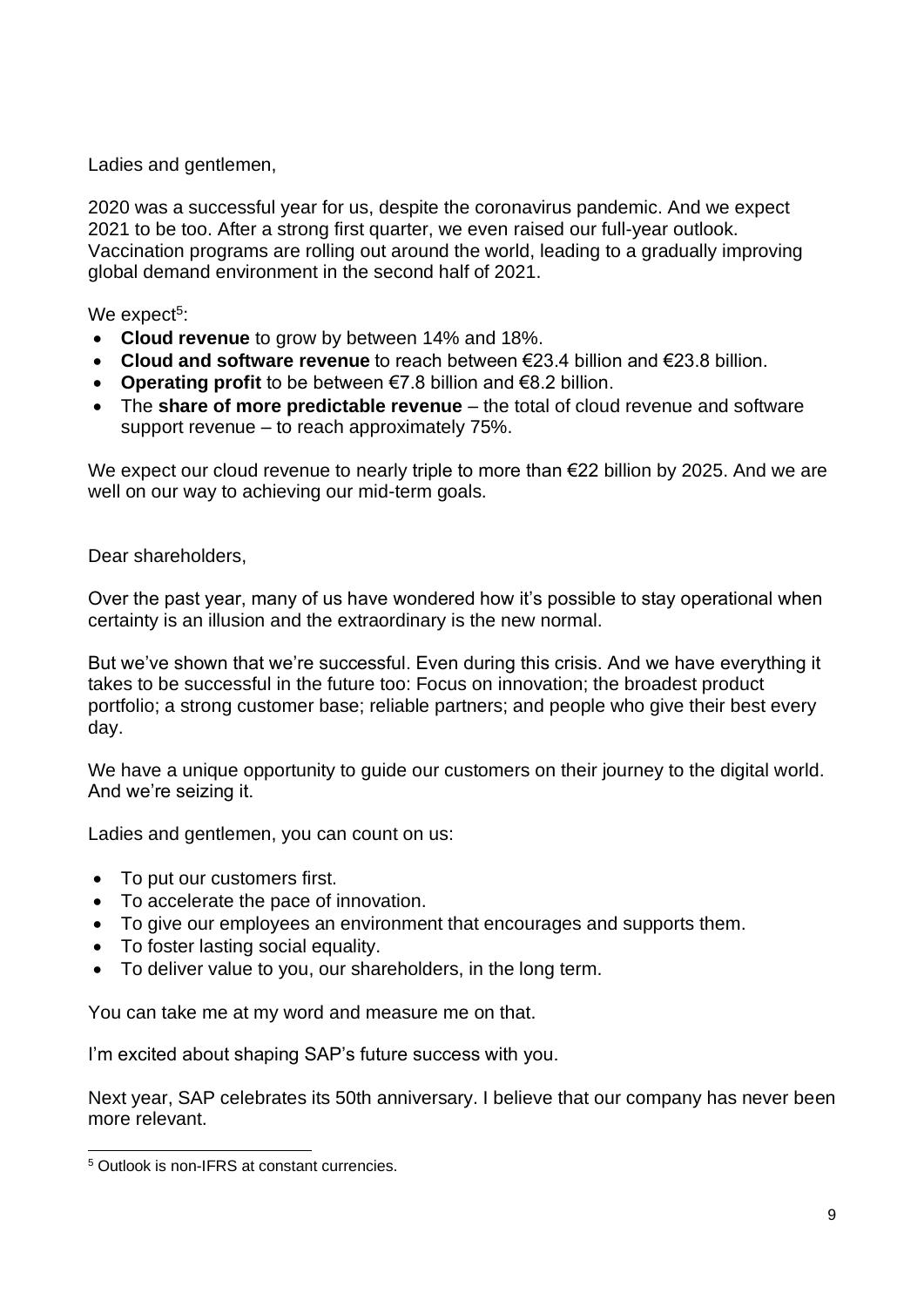Ladies and gentlemen,

2020 was a successful year for us, despite the coronavirus pandemic. And we expect 2021 to be too. After a strong first quarter, we even raised our full-year outlook. Vaccination programs are rolling out around the world, leading to a gradually improving global demand environment in the second half of 2021.

We expect[5]:

- **Cloud revenue** to grow by between 14% and 18%.
- **Cloud and software revenue** to reach between €23.4 billion and €23.8 billion.
- **Operating profit** to be between €7.8 billion and €8.2 billion.
- The **share of more predictable revenue** – the total of cloud revenue and software support revenue – to reach approximately 75%.

We expect our cloud revenue to nearly triple to more than €22 billion by 2025. And we are well on our way to achieving our mid-term goals.

Dear shareholders,

Over the past year, many of us have wondered how it's possible to stay operational when certainty is an illusion and the extraordinary is the new normal.

But we've shown that we're successful. Even during this crisis. And we have everything it takes to be successful in the future too: Focus on innovation; the broadest product portfolio; a strong customer base; reliable partners; and people who give their best every day.

We have a unique opportunity to guide our customers on their journey to the digital world. And we're seizing it.

Ladies and gentlemen, you can count on us:

- To put our customers first.
- To accelerate the pace of innovation.
- To give our employees an environment that encourages and supports them.
- To foster lasting social equality.
- To deliver value to you, our shareholders, in the long term.

You can take me at my word and measure me on that.

I'm excited about shaping SAP's future success with you.

Next year, SAP celebrates its 50th anniversary. I believe that our company has never been more relevant.

[5] Outlook is non-IFRS at constant currencies.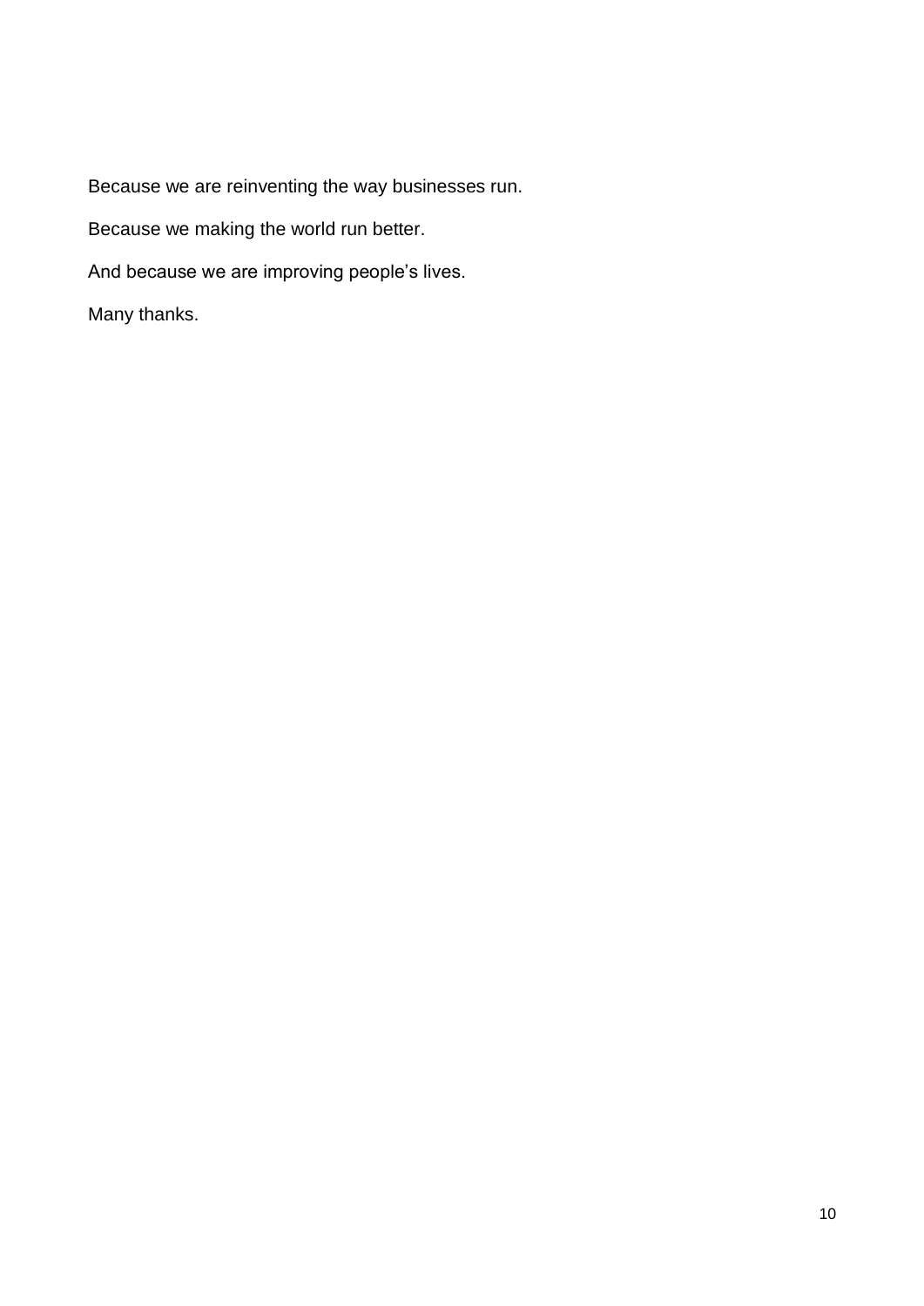Because we are reinventing the way businesses run.

Because we making the world run better.

And because we are improving people’s lives.

Many thanks.